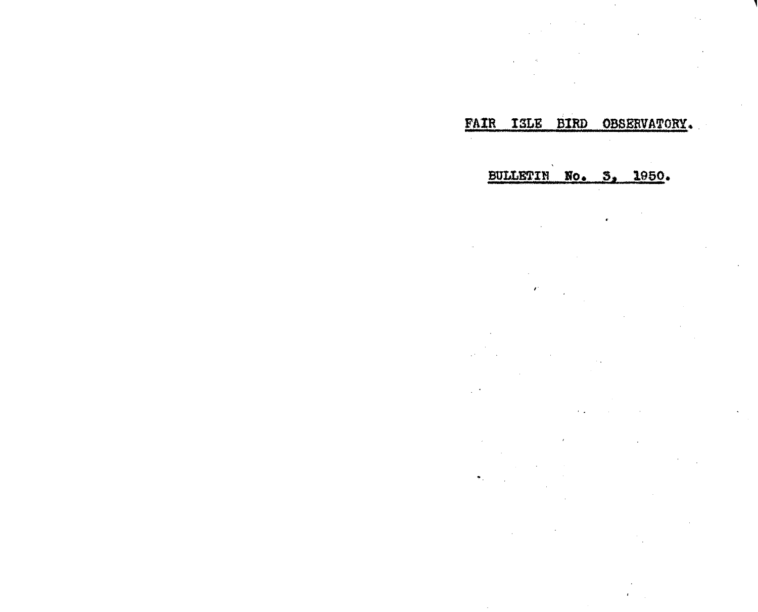# FAIR ISLE BIRD OBSERVATORY.

## BULLETIN No. 3, 1950.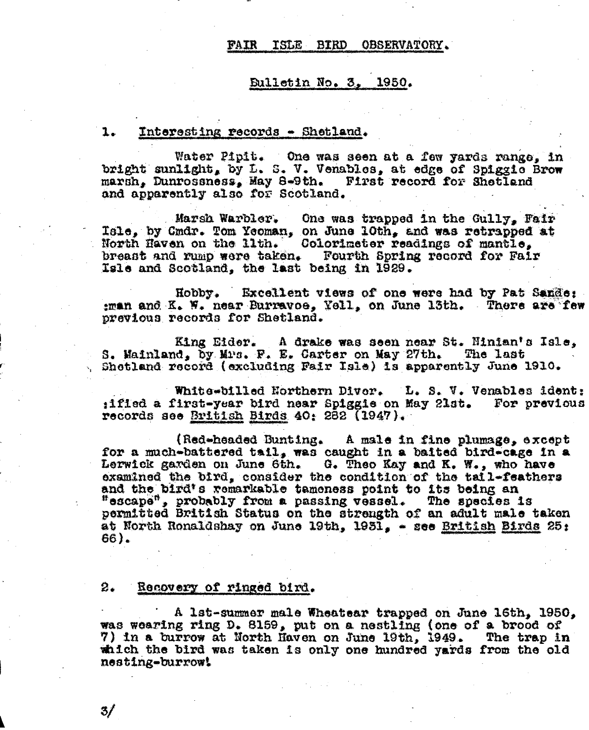# FAIR ISLE BIRD OBSERVATORY.

## Bulletin No. 3, 1950.

### 1. Interesting records - Shetland.

Water Pipit. One was seen at a few yards range, in bright sunlight, by L. S. V. Venables, at edge of Spiggie Brow marsh, Dunrossness, May 8-9th. First record for Shetland and apparently also for Scotland.

Marsh Warbler. One was trapped in the Gully, Fair Isle, by Cmdr. Tom Yeoman, on June 10th, and was retrapped at North Haven on the 11th. Colorimeter readings of mantle, breast and rump were taken. Fourth Spring record for Fair Isle and Scotland, the last being in 1929.

Hobby. Excellent views of one were had by Pat Sandeman and K. W. near Burravoe, Yell, on June 13th. There are few previous records for Shetland.

King Eider. A drake was seen near St. Ninian's Isle, S. Mainland, by Mrs. F. E. Carter on May 27th. The last Shetland record (excluding Fair Isle) is apparently June 1910.

White-billed Northern Diver. L. S. V. Venables identified a first-year bird near Spiggie on May 21st. For previous records see British Birds 40: 282 (1947).

(Red-headed Bunting. A male in fine plumage, except for a much-battered tail, was caught in a baited bird-cage in a Lerwick garden on June 6th. G. Theo Kay and K. W., who have examined the bird, consider the condition of the tail-feathers and the bird's remarkable tameness point to its being an "escape", probably from a passing vessel. The species is permitted British Status on the strength of an adult male taken at North Ronaldshay on June 19th, 1931, - see British Birds 25: 66).

### 2. Recovery of ringed bird.

A 1st-summer male Wheatear trapped on June 16th, 1950, was wearing ring D. 8159, put on a nestling (one of a brood of 7) in a burrow at North Haven on June 19th, 1949. The trap in which the bird was taken is only one hundred yards from the old nesting-burrow!

3/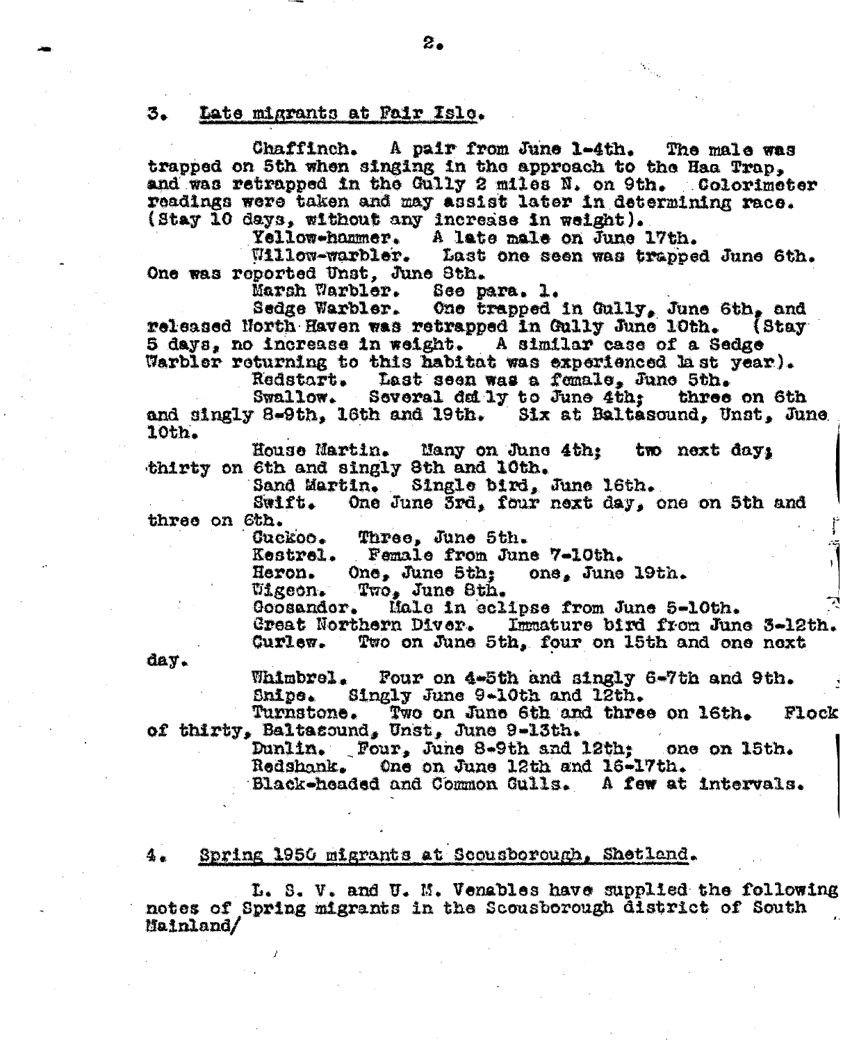### 3. Late migrants at Fair Isle.

Chaffinch. A pair from June 1-4th. The male was trapped on 5th when singing in the approach to the Haa Trap, and was retrapped in the Gully 2 miles N. on 9th. Colorimeter readings were taken and may assist later in determining race. (Stay 10 days, without any increase in weight).

Yellow-hammer. A late male on June 17th.

Willow-warbler. Last one seen was trapped June 6th. One was reported Unst, June 8th.

Marsh Warbler. See para. 1.

Sedge Warbler. One trapped in Gully, June 6th, and released North Haven was retrapped in Gully June 10th. (Stay 5 days, no increase in weight. A similar case of a Sedge Warbler returning to this habitat was experienced last year).

Redstart. Last seen was a female, June 5th.

Swallow. Several daily to June 4th; three on 6th and singly 8-9th, 16th and 19th. Six at Baltasound, Unst, June 10th.

House Martin. Many on June 4th; two next day; thirty on 6th and singly 8th and 10th.

Sand Martin. Single bird, June 16th.

Swift. One June 3rd, four next day, one on 5th and three on 6th.

Cuckoo. Three, June 5th.

Kestrel. Female from June 7-10th.

Heron. One, June 5th; one, June 19th.

Wigeon. Two, June 8th.

Goosander. Male in eclipse from June 5-10th.

Great Northern Diver. Immature bird from June 3-12th.

Curlew. Two on June 5th, four on 15th and one next day.

Whimbrel. Four on 4-5th and singly 6-7th and 9th.

Snipe. Singly June 9-10th and 12th.

Turnstone. Two on June 6th and three on 16th. Flock of thirty, Baltasound, Unst, June 9-13th.

Dunlin. Four, June 8-9th and 12th; one on 15th.

Redshank. One on June 12th and 16-17th.

Black-headed and Common Gulls. A few at intervals.

### 4. Spring 1950 migrants at Scousborough, Shetland.

L. S. V. and U. M. Venables have supplied the following notes of Spring migrants in the Scousborough district of South Mainland/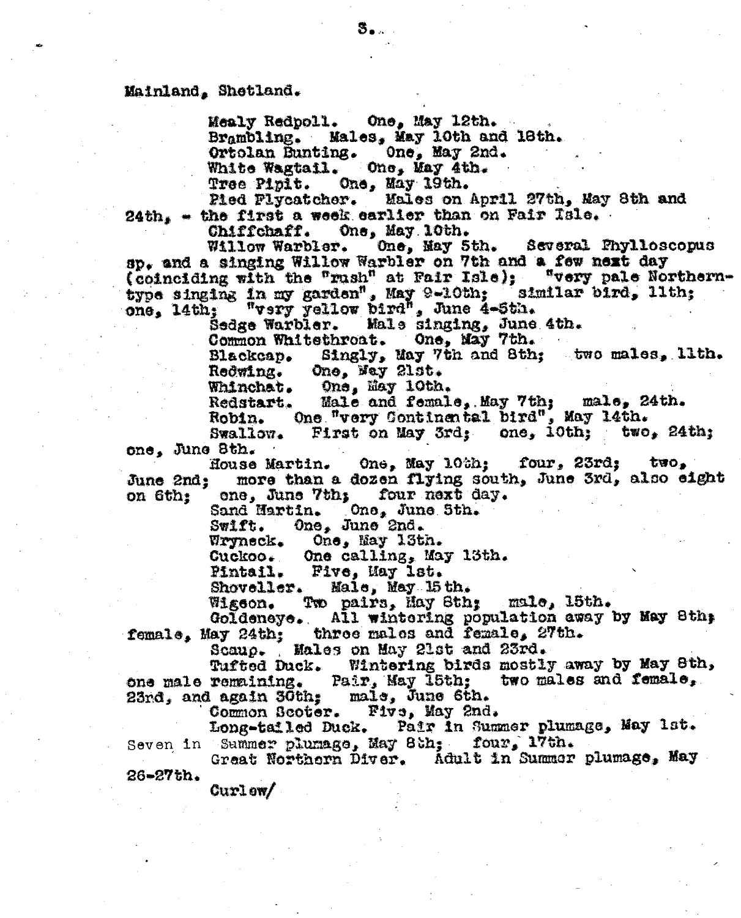Mainland, Shetland.

Mealy Redpoll. One, May 12th.
Brambling. Males, May 10th and 18th.
Ortolan Bunting. One, May 2nd.
White Wagtail. One, May 4th.
Tree Pipit. One, May 19th.
Pied Flycatcher. Males on April 27th, May 8th and 24th, - the first a week earlier than on Fair Isle.
Chiffchaff. One, May 10th.
Willow Warbler. One, May 5th. Several Phylloscopus sp. and a singing Willow Warbler on 7th and a few next day (coinciding with the "rush" at Fair Isle); "very pale Northern-type singing in my garden", May 9-10th; similar bird, 11th; one, 14th; "very yellow bird", June 4-5th.
Sedge Warbler. Male singing, June 4th.
Common Whitethroat. One, May 7th.
Blackcap. Singly, May 7th and 8th; two males, 11th.
Redwing. One, May 21st.
Whinchat. One, May 10th.
Redstart. Male and female, May 7th; male, 24th.
Robin. One "very Continental bird", May 14th.
Swallow. First on May 3rd; one, 10th; two, 24th; one, June 8th.
House Martin. One, May 10th; four, 23rd; two, June 2nd; more than a dozen flying south, June 3rd, also eight on 6th; one, June 7th; four next day.
Sand Martin. One, June 5th.
Swift. One, June 2nd.
Wryneck. One, May 13th.
Cuckoo. One calling, May 13th.
Pintail. Five, May 1st.
Shoveller. Male, May 15th.
Wigeon. Two pairs, May 8th; male, 15th.
Goldeneye. All wintering population away by May 8th; female, May 24th; three males and female, 27th.
Scaup. Males on May 21st and 23rd.
Tufted Duck. Wintering birds mostly away by May 8th, one male remaining. Pair, May 15th; two males and female, 23rd, and again 30th; male, June 6th.
Common Scoter. Five, May 2nd.
Long-tailed Duck. Pair in Summer plumage, May 1st. Seven in Summer plumage, May 8th; four, 17th.
Great Northern Diver. Adult in Summer plumage, May 26-27th.

Curlew/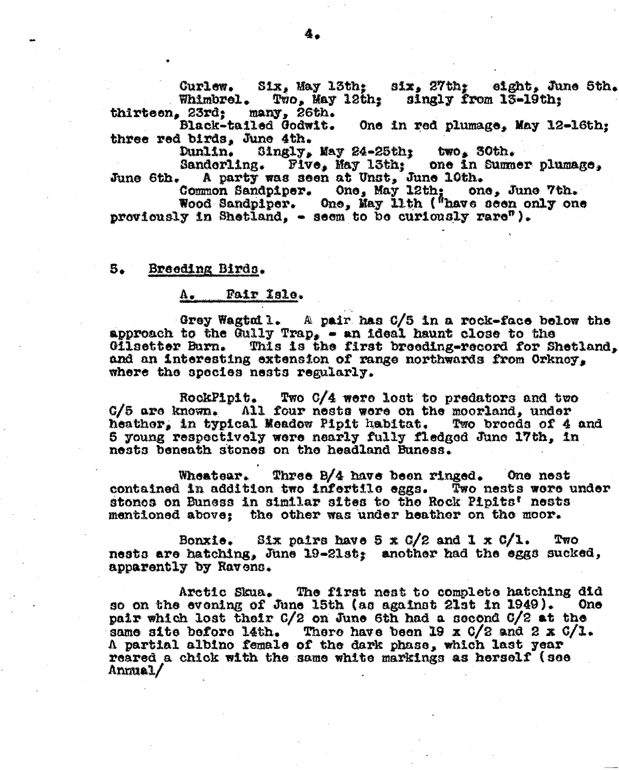Curlew. Six, May 13th; six, 27th; eight, June 5th.

Whimbrel. Two, May 12th; singly from 13-19th; thirteen, 23rd; many, 26th.

Black-tailed Godwit. One in red plumage, May 12-16th; three red birds, June 4th.

Dunlin. Singly, May 24-25th; two, 30th.

Sanderling. Five, May 13th; one in Summer plumage, June 6th. A party was seen at Unst, June 10th.

Common Sandpiper. One, May 12th; one, June 7th.

Wood Sandpiper. One, May 11th ("have seen only one previously in Shetland, - seem to be curiously rare").

## 5. Breeding Birds.

### A. Fair Isle.

Grey Wagtail. A pair has C/5 in a rock-face below the approach to the Gully Trap, - an ideal haunt close to the Gilsetter Burn. This is the first breeding-record for Shetland, and an interesting extension of range northwards from Orkney, where the species nests regularly.

RockPipit. Two C/4 were lost to predators and two C/5 are known. All four nests were on the moorland, under heather, in typical Meadow Pipit habitat. Two broods of 4 and 5 young respectively were nearly fully fledged June 17th, in nests beneath stones on the headland Buness.

Wheatear. Three B/4 have been ringed. One nest contained in addition two infertile eggs. Two nests were under stones on Buness in similar sites to the Rock Pipits' nests mentioned above; the other was under heather on the moor.

Bonxie. Six pairs have 5 x C/2 and 1 x C/1. Two nests are hatching, June 19-21st; another had the eggs sucked, apparently by Ravens.

Arctic Skua. The first nest to complete hatching did so on the evening of June 15th (as against 21st in 1949). One pair which lost their C/2 on June 6th had a second C/2 at the same site before 14th. There have been 19 x C/2 and 2 x C/1. A partial albino female of the dark phase, which last year reared a chick with the same white markings as herself (see Annual/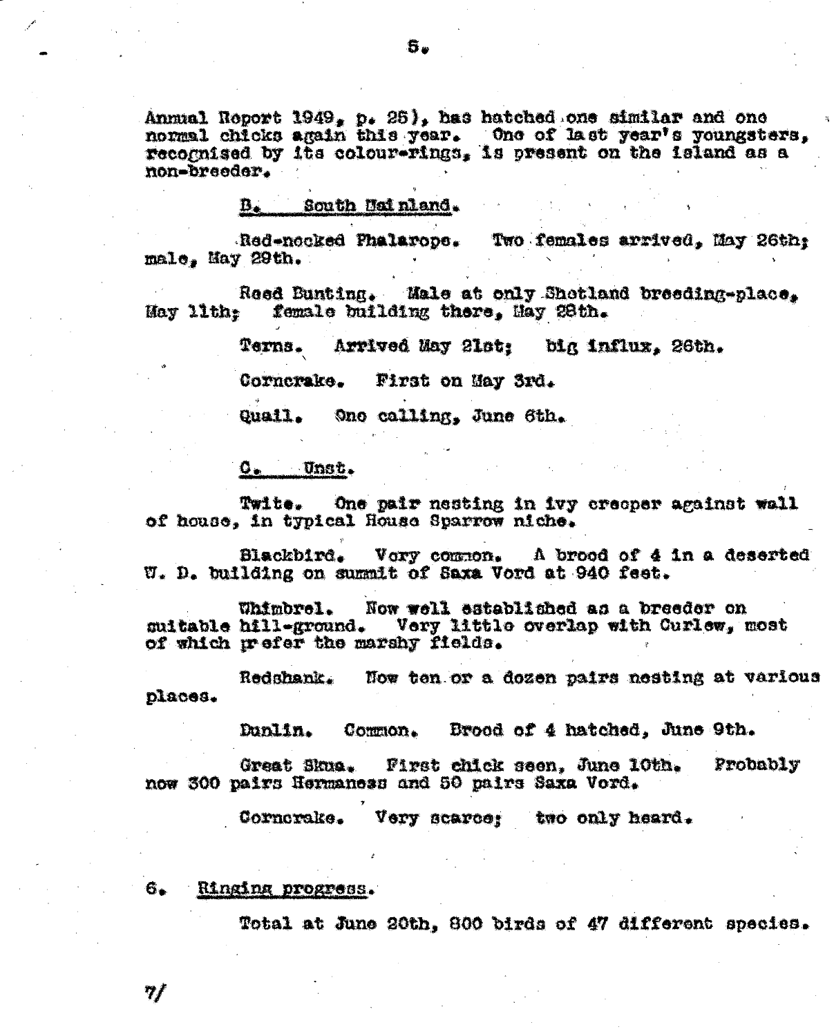Annual Report 1949, p. 25), has hatched one similar and one normal chicks again this year. One of last year's youngsters, recognised by its colour-rings, is present on the island as a non-breeder.

### B. South Mainland.

Red-necked Phalarope. Two females arrived, May 26th; male, May 29th.

Reed Bunting. Male at only Shetland breeding-place, May 11th; female building there, May 28th.

Terns. Arrived May 21st; big influx, 26th.

Corncrake. First on May 3rd.

Quail. One calling, June 6th.

### C. Unst.

Twite. One pair nesting in ivy creeper against wall of house, in typical House Sparrow niche.

Blackbird. Very common. A brood of 4 in a deserted W. D. building on summit of Saxa Vord at 940 feet.

Whimbrel. Now well established as a breeder on suitable hill-ground. Very little overlap with Curlew, most of which prefer the marshy fields.

Redshank. Now ten or a dozen pairs nesting at various places.

Dunlin. Common. Brood of 4 hatched, June 9th.

Great Skua. First chick seen, June 10th. Probably now 300 pairs Hermaness and 50 pairs Saxa Vord.

Corncrake. Very scarce; two only heard.

## 6. Ringing progress.

Total at June 20th, 800 birds of 47 different species.

7/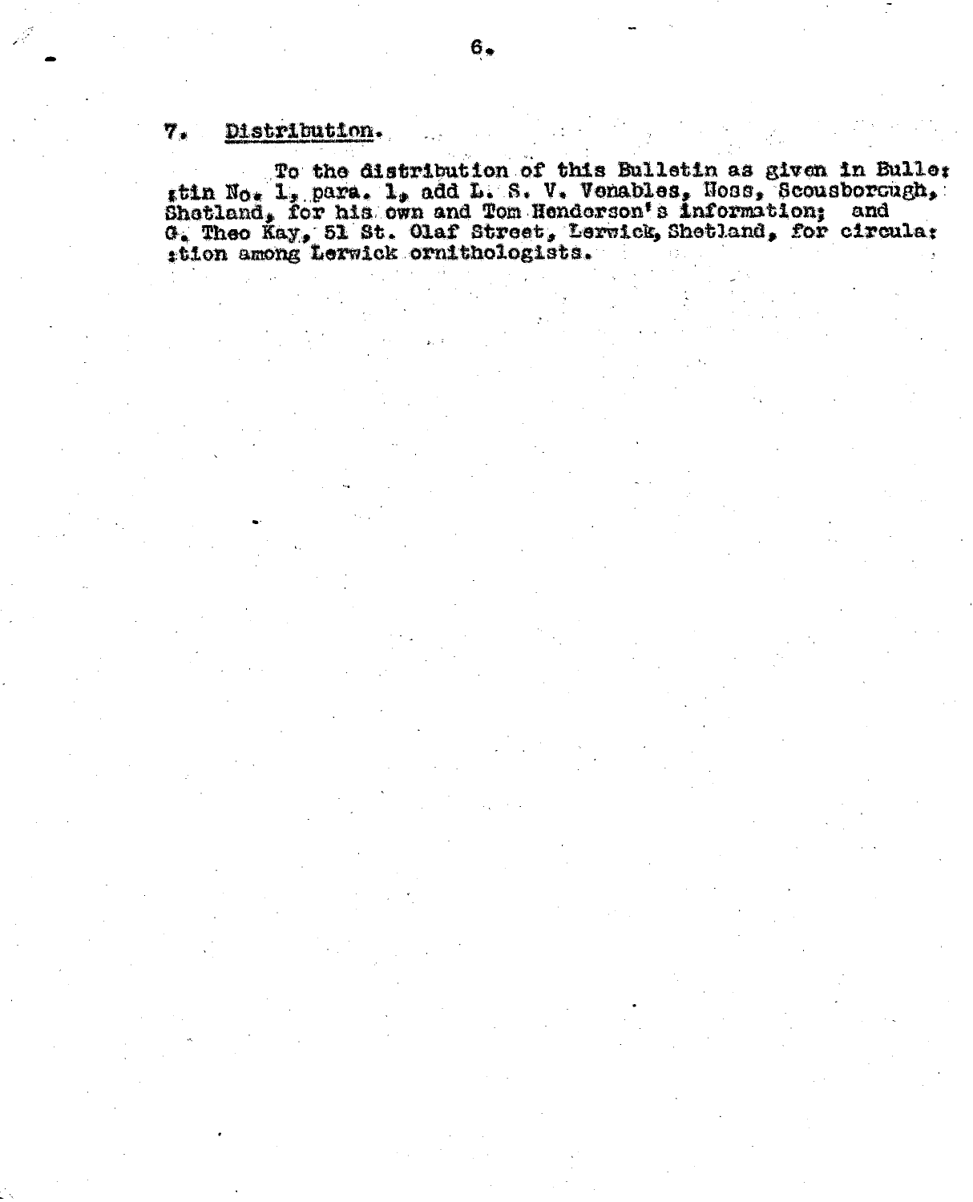## 7. Distribution.

To the distribution of this Bulletin as given in Bulle:
:tin No. 1, para. 1, add L. S. V. Venables, Noss, Scousborough, Shetland, for his own and Tom Henderson's information; and G. Theo Kay, 51 St. Olaf Street, Lerwick, Shetland, for circula:
:tion among Lerwick ornithologists.